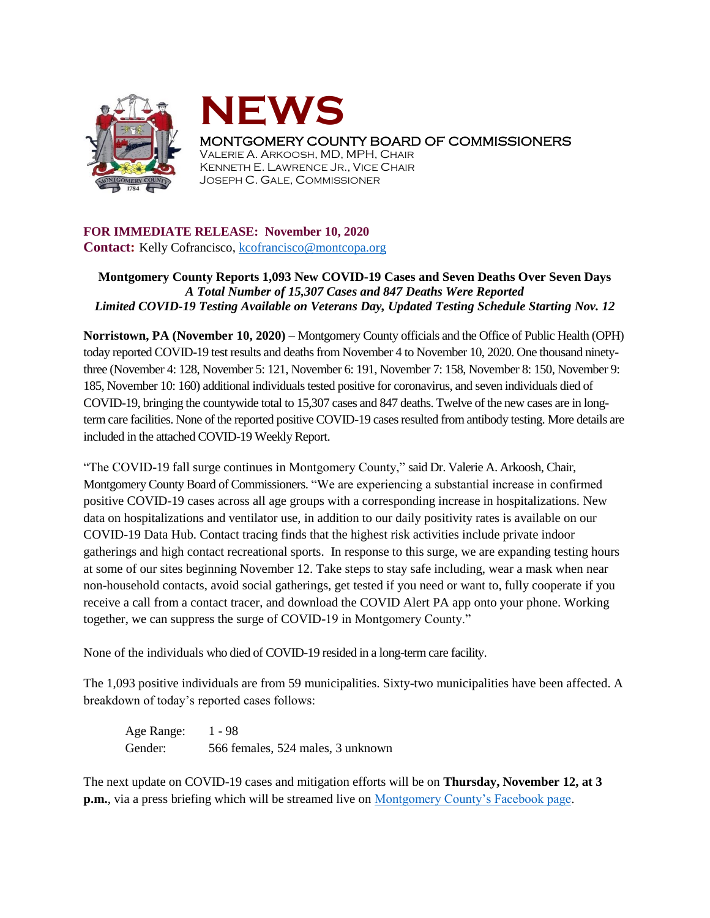# NEWS

MONTGOMERY COUNTY BOARD OF COMMISSIONERS
VALERIE A. ARKOOSH, MD, MPH, CHAIR
KENNETH E. LAWRENCE JR., VICE CHAIR
JOSEPH C. GALE, COMMISSIONER

**FOR IMMEDIATE RELEASE: November 10, 2020**
**Contact:** Kelly Cofrancisco, kcofrancisco@montcopa.org

**Montgomery County Reports 1,093 New COVID-19 Cases and Seven Deaths Over Seven Days**
***A Total Number of 15,307 Cases and 847 Deaths Were Reported***
***Limited COVID-19 Testing Available on Veterans Day, Updated Testing Schedule Starting Nov. 12***

**Norristown, PA (November 10, 2020)** – Montgomery County officials and the Office of Public Health (OPH) today reported COVID-19 test results and deaths from November 4 to November 10, 2020. One thousand ninety-three (November 4: 128, November 5: 121, November 6: 191, November 7: 158, November 8: 150, November 9: 185, November 10: 160) additional individuals tested positive for coronavirus, and seven individuals died of COVID-19, bringing the countywide total to 15,307 cases and 847 deaths. Twelve of the new cases are in long-term care facilities. None of the reported positive COVID-19 cases resulted from antibody testing. More details are included in the attached COVID-19 Weekly Report.

"The COVID-19 fall surge continues in Montgomery County," said Dr. Valerie A. Arkoosh, Chair, Montgomery County Board of Commissioners. "We are experiencing a substantial increase in confirmed positive COVID-19 cases across all age groups with a corresponding increase in hospitalizations. New data on hospitalizations and ventilator use, in addition to our daily positivity rates is available on our COVID-19 Data Hub. Contact tracing finds that the highest risk activities include private indoor gatherings and high contact recreational sports. In response to this surge, we are expanding testing hours at some of our sites beginning November 12. Take steps to stay safe including, wear a mask when near non-household contacts, avoid social gatherings, get tested if you need or want to, fully cooperate if you receive a call from a contact tracer, and download the COVID Alert PA app onto your phone. Working together, we can suppress the surge of COVID-19 in Montgomery County."

None of the individuals who died of COVID-19 resided in a long-term care facility.

The 1,093 positive individuals are from 59 municipalities. Sixty-two municipalities have been affected. A breakdown of today's reported cases follows:

Age Range: 1 - 98
Gender: 566 females, 524 males, 3 unknown

The next update on COVID-19 cases and mitigation efforts will be on **Thursday, November 12, at 3 p.m.**, via a press briefing which will be streamed live on Montgomery County's Facebook page.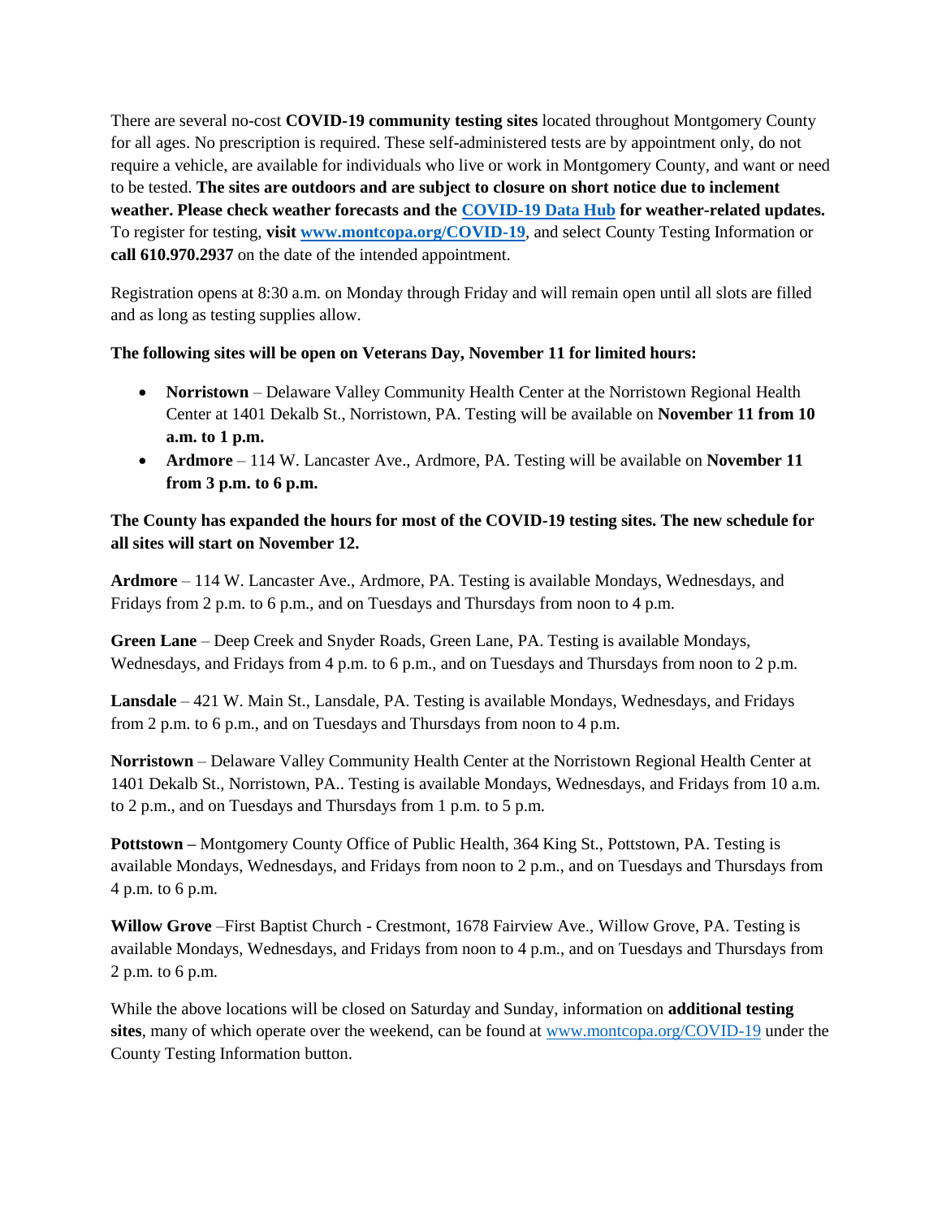There are several no-cost **COVID-19 community testing sites** located throughout Montgomery County for all ages. No prescription is required. These self-administered tests are by appointment only, do not require a vehicle, are available for individuals who live or work in Montgomery County, and want or need to be tested. **The sites are outdoors and are subject to closure on short notice due to inclement weather. Please check weather forecasts and the [COVID-19 Data Hub](#) for weather-related updates.** To register for testing, **visit [www.montcopa.org/COVID-19](http://www.montcopa.org/COVID-19)**, and select County Testing Information or **call 610.970.2937** on the date of the intended appointment.

Registration opens at 8:30 a.m. on Monday through Friday and will remain open until all slots are filled and as long as testing supplies allow.

**The following sites will be open on Veterans Day, November 11 for limited hours:**

- **Norristown** – Delaware Valley Community Health Center at the Norristown Regional Health Center at 1401 Dekalb St., Norristown, PA. Testing will be available on **November 11 from 10 a.m. to 1 p.m.**
- **Ardmore** – 114 W. Lancaster Ave., Ardmore, PA. Testing will be available on **November 11 from 3 p.m. to 6 p.m.**

**The County has expanded the hours for most of the COVID-19 testing sites. The new schedule for all sites will start on November 12.**

**Ardmore** – 114 W. Lancaster Ave., Ardmore, PA. Testing is available Mondays, Wednesdays, and Fridays from 2 p.m. to 6 p.m., and on Tuesdays and Thursdays from noon to 4 p.m.

**Green Lane** – Deep Creek and Snyder Roads, Green Lane, PA. Testing is available Mondays, Wednesdays, and Fridays from 4 p.m. to 6 p.m., and on Tuesdays and Thursdays from noon to 2 p.m.

**Lansdale** – 421 W. Main St., Lansdale, PA. Testing is available Mondays, Wednesdays, and Fridays from 2 p.m. to 6 p.m., and on Tuesdays and Thursdays from noon to 4 p.m.

**Norristown** – Delaware Valley Community Health Center at the Norristown Regional Health Center at 1401 Dekalb St., Norristown, PA.. Testing is available Mondays, Wednesdays, and Fridays from 10 a.m. to 2 p.m., and on Tuesdays and Thursdays from 1 p.m. to 5 p.m.

**Pottstown –** Montgomery County Office of Public Health, 364 King St., Pottstown, PA. Testing is available Mondays, Wednesdays, and Fridays from noon to 2 p.m., and on Tuesdays and Thursdays from 4 p.m. to 6 p.m.

**Willow Grove** –First Baptist Church - Crestmont, 1678 Fairview Ave., Willow Grove, PA. Testing is available Mondays, Wednesdays, and Fridays from noon to 4 p.m., and on Tuesdays and Thursdays from 2 p.m. to 6 p.m.

While the above locations will be closed on Saturday and Sunday, information on **additional testing sites**, many of which operate over the weekend, can be found at [www.montcopa.org/COVID-19](http://www.montcopa.org/COVID-19) under the County Testing Information button.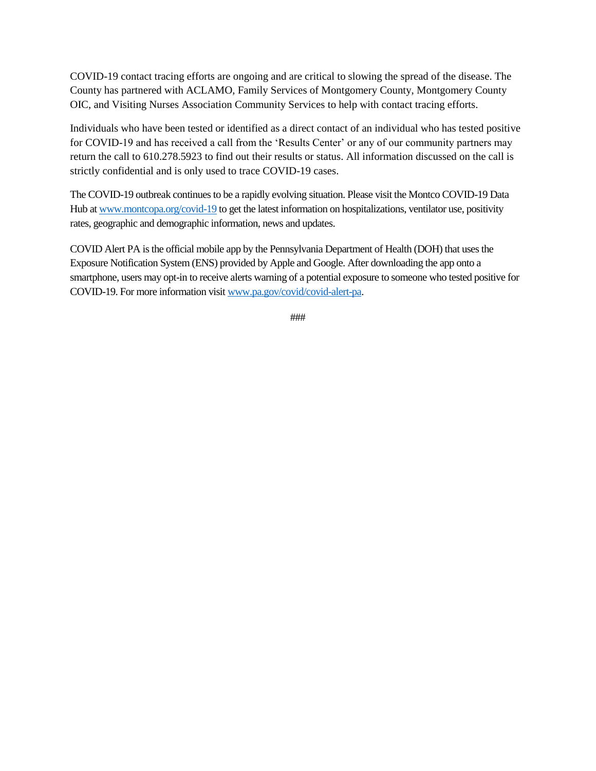COVID-19 contact tracing efforts are ongoing and are critical to slowing the spread of the disease. The County has partnered with ACLAMO, Family Services of Montgomery County, Montgomery County OIC, and Visiting Nurses Association Community Services to help with contact tracing efforts.

Individuals who have been tested or identified as a direct contact of an individual who has tested positive for COVID-19 and has received a call from the 'Results Center' or any of our community partners may return the call to 610.278.5923 to find out their results or status. All information discussed on the call is strictly confidential and is only used to trace COVID-19 cases.

The COVID-19 outbreak continues to be a rapidly evolving situation. Please visit the Montco COVID-19 Data Hub at [www.montcopa.org/covid-19](www.montcopa.org/covid-19) to get the latest information on hospitalizations, ventilator use, positivity rates, geographic and demographic information, news and updates.

COVID Alert PA is the official mobile app by the Pennsylvania Department of Health (DOH) that uses the Exposure Notification System (ENS) provided by Apple and Google. After downloading the app onto a smartphone, users may opt-in to receive alerts warning of a potential exposure to someone who tested positive for COVID-19. For more information visit [www.pa.gov/covid/covid-alert-pa](www.pa.gov/covid/covid-alert-pa).

###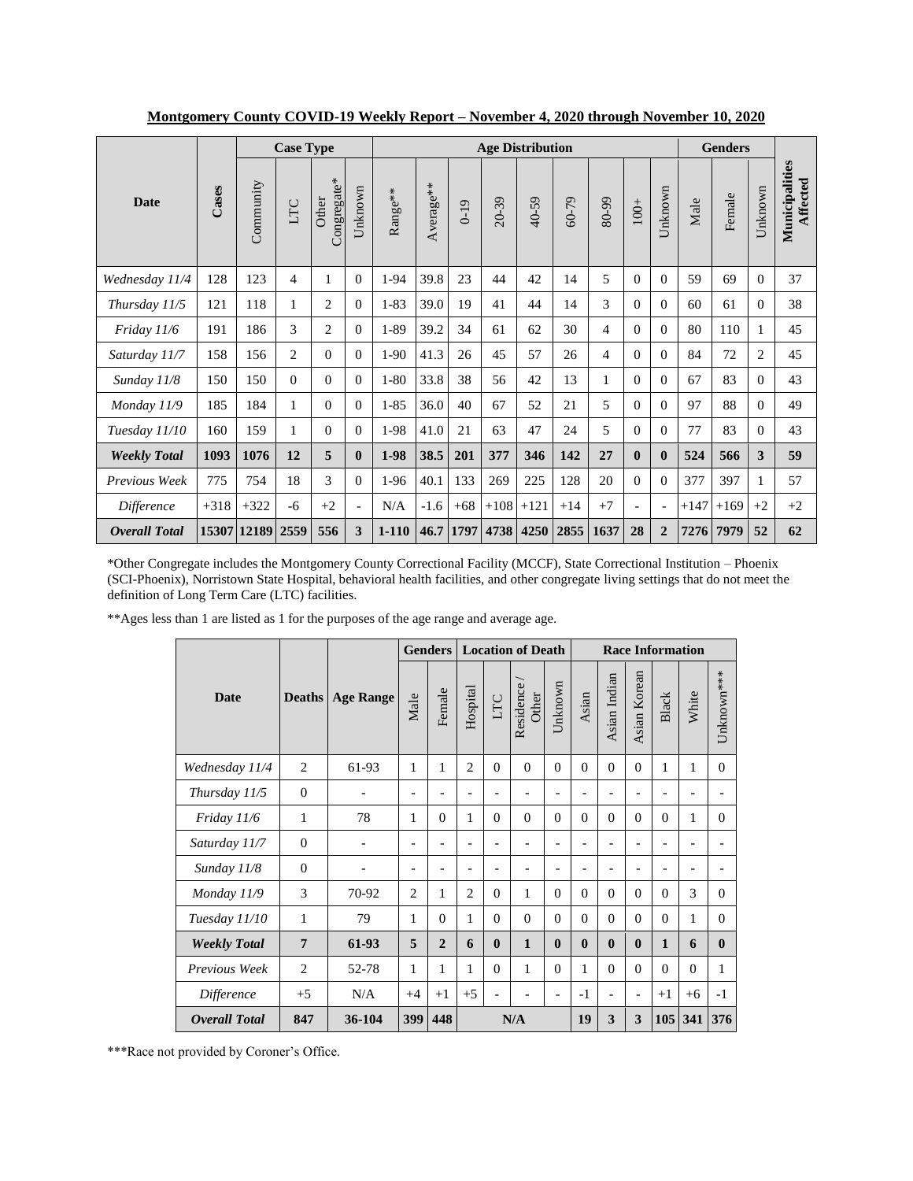**Montgomery County COVID-19 Weekly Report – November 4, 2020 through November 10, 2020**

| Date | Cases | Case Type | | | | Age Distribution | | | | | | | | | Genders | | | Municipalities Affected |
|---|---|---|---|---|---|---|---|---|---|---|---|---|---|---|---|---|---|---|
| | | Community | LTC | Other Congregate* | Unknown | Range** | Average** | 0-19 | 20-39 | 40-59 | 60-79 | 80-99 | 100+ | Unknown | Male | Female | Unknown | |
| *Wednesday 11/4* | 128 | 123 | 4 | 1 | 0 | 1-94 | 39.8 | 23 | 44 | 42 | 14 | 5 | 0 | 0 | 59 | 69 | 0 | 37 |
| *Thursday 11/5* | 121 | 118 | 1 | 2 | 0 | 1-83 | 39.0 | 19 | 41 | 44 | 14 | 3 | 0 | 0 | 60 | 61 | 0 | 38 |
| *Friday 11/6* | 191 | 186 | 3 | 2 | 0 | 1-89 | 39.2 | 34 | 61 | 62 | 30 | 4 | 0 | 0 | 80 | 110 | 1 | 45 |
| *Saturday 11/7* | 158 | 156 | 2 | 0 | 0 | 1-90 | 41.3 | 26 | 45 | 57 | 26 | 4 | 0 | 0 | 84 | 72 | 2 | 45 |
| *Sunday 11/8* | 150 | 150 | 0 | 0 | 0 | 1-80 | 33.8 | 38 | 56 | 42 | 13 | 1 | 0 | 0 | 67 | 83 | 0 | 43 |
| *Monday 11/9* | 185 | 184 | 1 | 0 | 0 | 1-85 | 36.0 | 40 | 67 | 52 | 21 | 5 | 0 | 0 | 97 | 88 | 0 | 49 |
| *Tuesday 11/10* | 160 | 159 | 1 | 0 | 0 | 1-98 | 41.0 | 21 | 63 | 47 | 24 | 5 | 0 | 0 | 77 | 83 | 0 | 43 |
| ***Weekly Total*** | **1093** | **1076** | **12** | **5** | **0** | **1-98** | **38.5** | **201** | **377** | **346** | **142** | **27** | **0** | **0** | **524** | **566** | **3** | **59** |
| *Previous Week* | 775 | 754 | 18 | 3 | 0 | 1-96 | 40.1 | 133 | 269 | 225 | 128 | 20 | 0 | 0 | 377 | 397 | 1 | 57 |
| *Difference* | +318 | +322 | -6 | +2 | - | N/A | -1.6 | +68 | +108 | +121 | +14 | +7 | - | - | +147 | +169 | +2 | +2 |
| ***Overall Total*** | **15307** | **12189** | **2559** | **556** | **3** | **1-110** | **46.7** | **1797** | **4738** | **4250** | **2855** | **1637** | **28** | **2** | **7276** | **7979** | **52** | **62** |

*Other Congregate includes the Montgomery County Correctional Facility (MCCF), State Correctional Institution – Phoenix (SCI-Phoenix), Norristown State Hospital, behavioral health facilities, and other congregate living settings that do not meet the definition of Long Term Care (LTC) facilities.

**Ages less than 1 are listed as 1 for the purposes of the age range and average age.

| Date | Deaths | Age Range | Genders | | Location of Death | | | | Race Information | | | | | |
|---|---|---|---|---|---|---|---|---|---|---|---|---|---|---|
| | | | Male | Female | Hospital | LTC | Residence / Other | Unknown | Asian | Asian Indian | Asian Korean | Black | White | Unknown*** |
| *Wednesday 11/4* | 2 | 61-93 | 1 | 1 | 2 | 0 | 0 | 0 | 0 | 0 | 0 | 1 | 1 | 0 |
| *Thursday 11/5* | 0 | - | - | - | - | - | - | - | - | - | - | - | - | - |
| *Friday 11/6* | 1 | 78 | 1 | 0 | 1 | 0 | 0 | 0 | 0 | 0 | 0 | 0 | 1 | 0 |
| *Saturday 11/7* | 0 | - | - | - | - | - | - | - | - | - | - | - | - | - |
| *Sunday 11/8* | 0 | - | - | - | - | - | - | - | - | - | - | - | - | - |
| *Monday 11/9* | 3 | 70-92 | 2 | 1 | 2 | 0 | 1 | 0 | 0 | 0 | 0 | 0 | 3 | 0 |
| *Tuesday 11/10* | 1 | 79 | 1 | 0 | 1 | 0 | 0 | 0 | 0 | 0 | 0 | 0 | 1 | 0 |
| ***Weekly Total*** | **7** | **61-93** | **5** | **2** | **6** | **0** | **1** | **0** | **0** | **0** | **0** | **1** | **6** | **0** |
| *Previous Week* | 2 | 52-78 | 1 | 1 | 1 | 0 | 1 | 0 | 1 | 0 | 0 | 0 | 0 | 1 |
| *Difference* | +5 | N/A | +4 | +1 | +5 | - | - | - | -1 | - | - | +1 | +6 | -1 |
| ***Overall Total*** | **847** | **36-104** | **399** | **448** | **N/A** | | | | **19** | **3** | **3** | **105** | **341** | **376** |

***Race not provided by Coroner's Office.